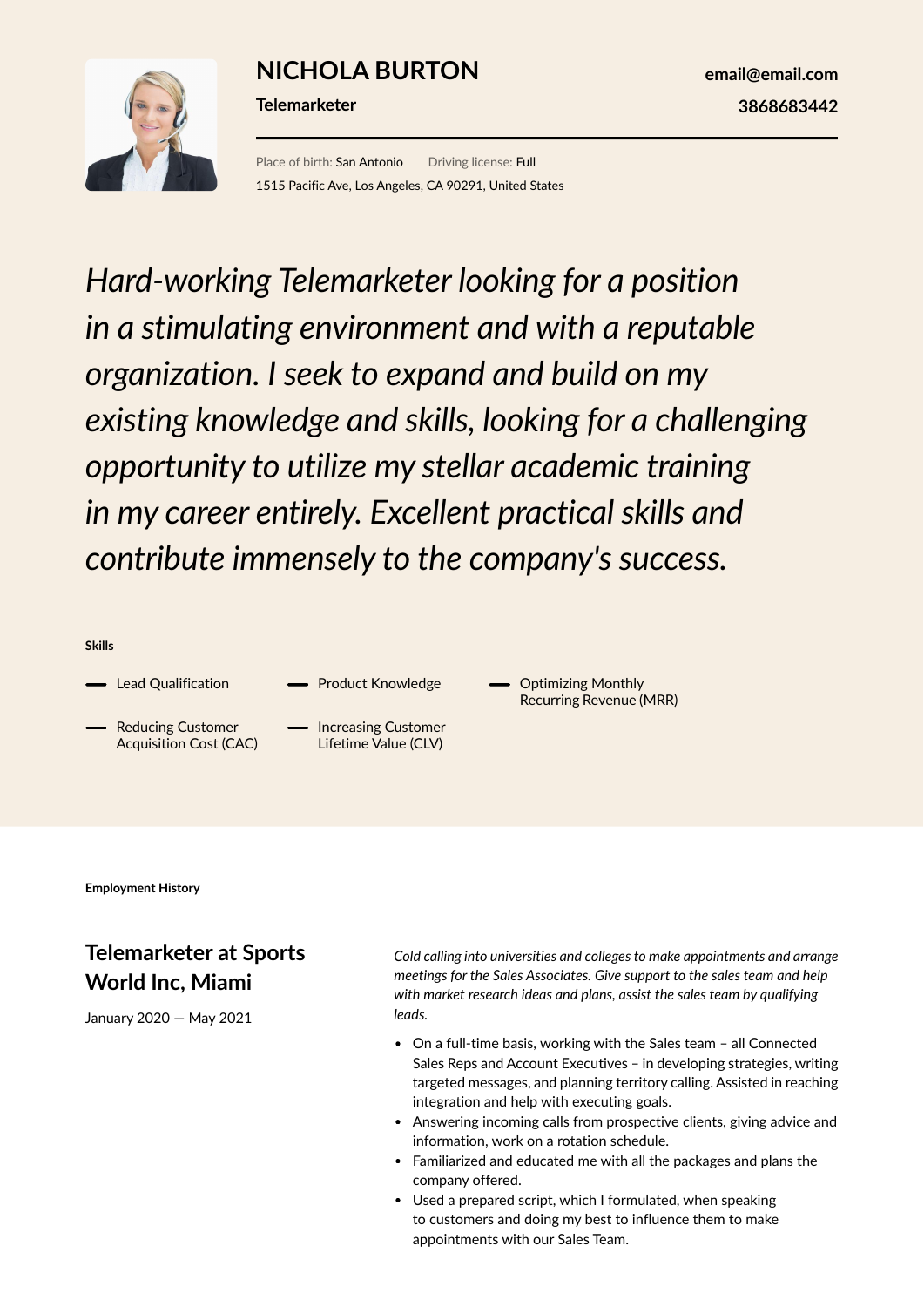# NICHOLA BURTON

**Telemarketer**

**email@email.com**

**3868683442**

Place of birth: San Antonio    Driving license: Full

1515 Pacific Ave, Los Angeles, CA 90291, United States

*Hard-working Telemarketer looking for a position in a stimulating environment and with a reputable organization. I seek to expand and build on my existing knowledge and skills, looking for a challenging opportunity to utilize my stellar academic training in my career entirely. Excellent practical skills and contribute immensely to the company's success.*

## Skills

- Lead Qualification
- Product Knowledge
- Optimizing Monthly Recurring Revenue (MRR)
- Reducing Customer Acquisition Cost (CAC)
- Increasing Customer Lifetime Value (CLV)

## Employment History

### Telemarketer at Sports World Inc, Miami

January 2020 — May 2021

*Cold calling into universities and colleges to make appointments and arrange meetings for the Sales Associates. Give support to the sales team and help with market research ideas and plans, assist the sales team by qualifying leads.*

- On a full-time basis, working with the Sales team – all Connected Sales Reps and Account Executives – in developing strategies, writing targeted messages, and planning territory calling. Assisted in reaching integration and help with executing goals.
- Answering incoming calls from prospective clients, giving advice and information, work on a rotation schedule.
- Familiarized and educated me with all the packages and plans the company offered.
- Used a prepared script, which I formulated, when speaking to customers and doing my best to influence them to make appointments with our Sales Team.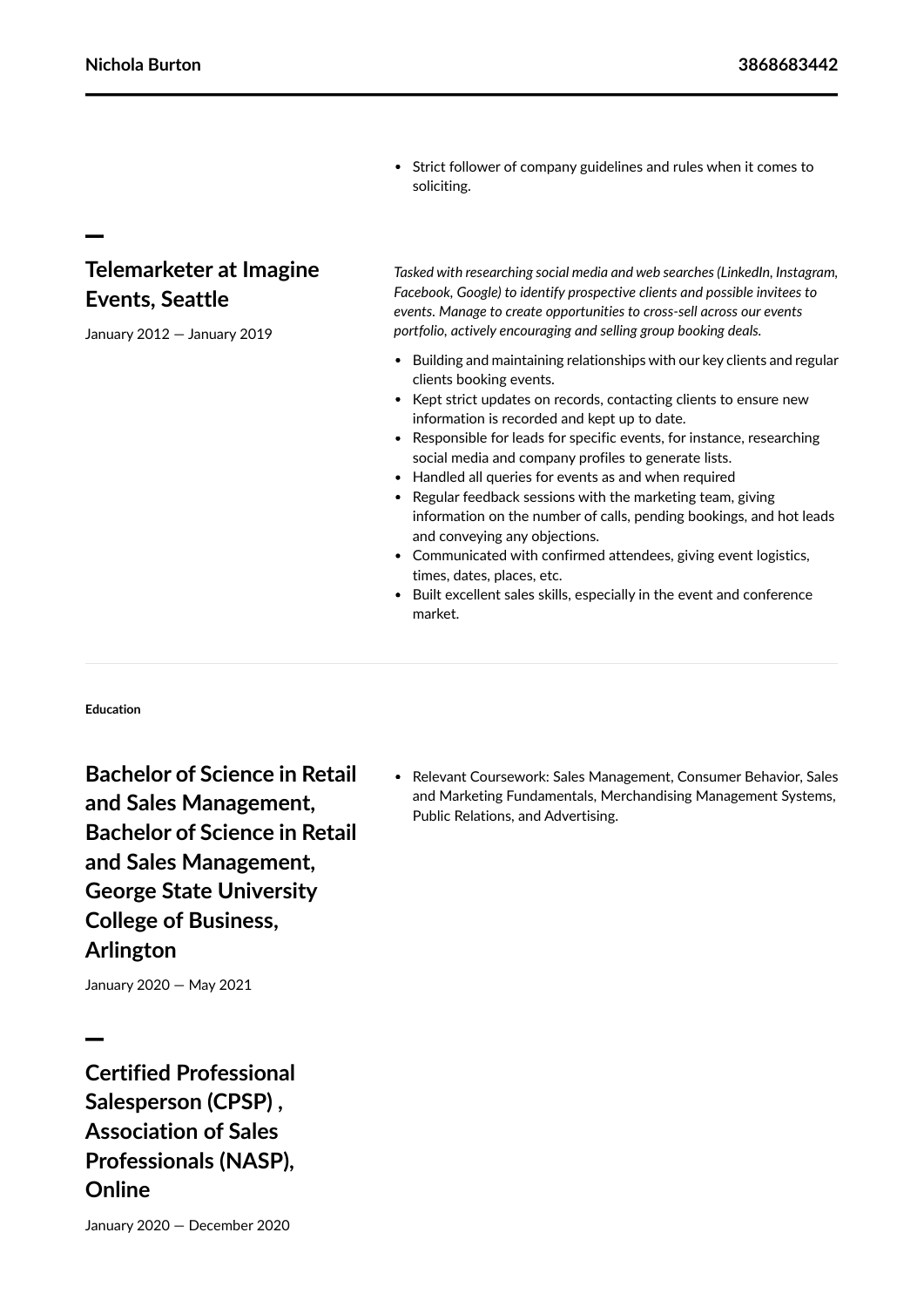- Strict follower of company guidelines and rules when it comes to soliciting.

### Telemarketer at Imagine Events, Seattle

January 2012 — January 2019

*Tasked with researching social media and web searches (LinkedIn, Instagram, Facebook, Google) to identify prospective clients and possible invitees to events. Manage to create opportunities to cross-sell across our events portfolio, actively encouraging and selling group booking deals.*

- Building and maintaining relationships with our key clients and regular clients booking events.
- Kept strict updates on records, contacting clients to ensure new information is recorded and kept up to date.
- Responsible for leads for specific events, for instance, researching social media and company profiles to generate lists.
- Handled all queries for events as and when required
- Regular feedback sessions with the marketing team, giving information on the number of calls, pending bookings, and hot leads and conveying any objections.
- Communicated with confirmed attendees, giving event logistics, times, dates, places, etc.
- Built excellent sales skills, especially in the event and conference market.

## Education

### Bachelor of Science in Retail and Sales Management, Bachelor of Science in Retail and Sales Management, George State University College of Business, Arlington

January 2020 — May 2021

- Relevant Coursework: Sales Management, Consumer Behavior, Sales and Marketing Fundamentals, Merchandising Management Systems, Public Relations, and Advertising.

### Certified Professional Salesperson (CPSP) , Association of Sales Professionals (NASP), Online

January 2020 — December 2020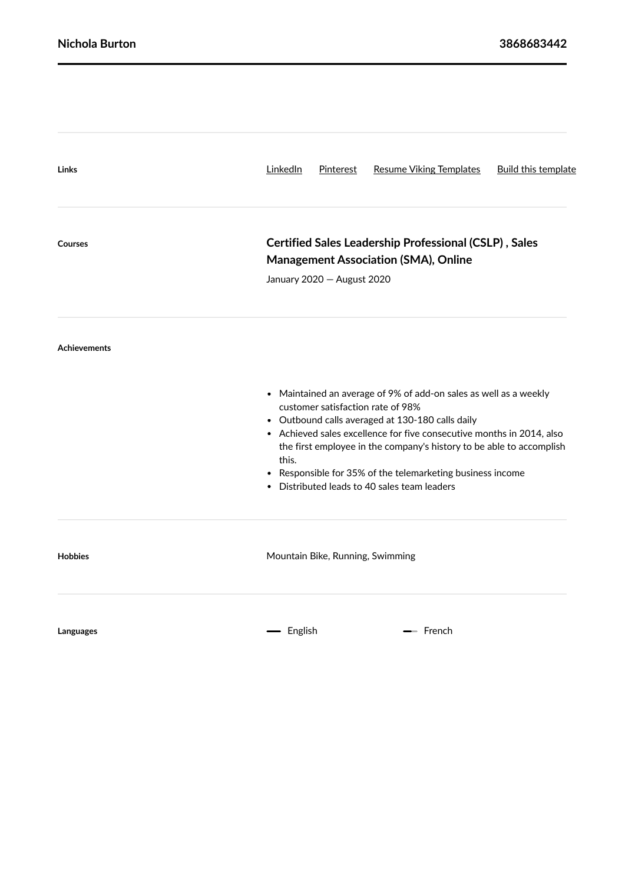**Nichola Burton** **3868683442**

## Links

LinkedIn   Pinterest   Resume Viking Templates   Build this template

## Courses

### Certified Sales Leadership Professional (CSLP) , Sales Management Association (SMA), Online

January 2020 — August 2020

## Achievements

- Maintained an average of 9% of add-on sales as well as a weekly customer satisfaction rate of 98%
- Outbound calls averaged at 130-180 calls daily
- Achieved sales excellence for five consecutive months in 2014, also the first employee in the company's history to be able to accomplish this.
- Responsible for 35% of the telemarketing business income
- Distributed leads to 40 sales team leaders

## Hobbies

Mountain Bike, Running, Swimming

## Languages

English   French